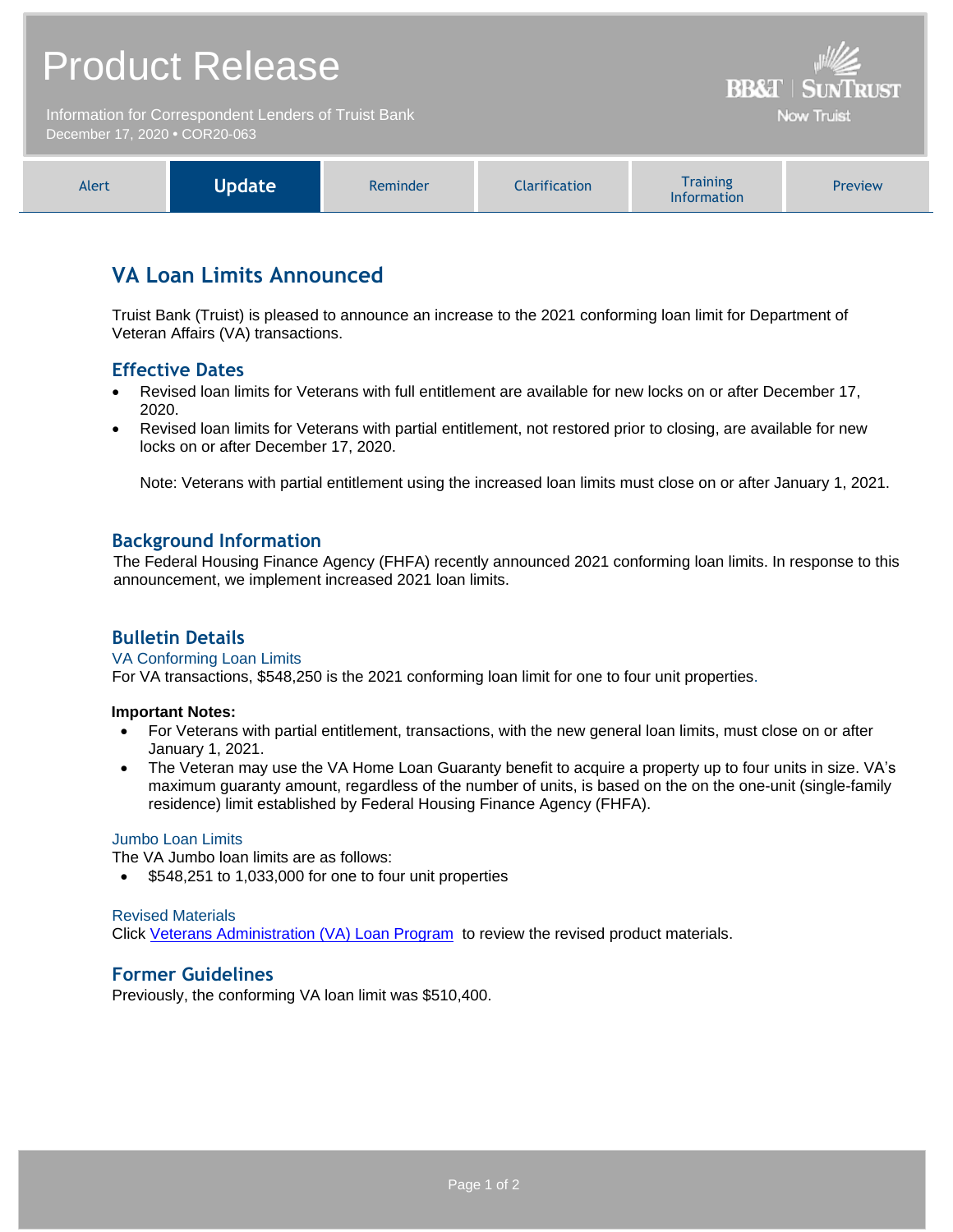# Product Release

Information for Correspondent Lenders of Truist Bank
December 17, 2020 • COR20-063

BB&T | SunTrust
Now Truist

| Alert | **Update** | Reminder | Clarification | Training Information | Preview |
|---|---|---|---|---|---|

## VA Loan Limits Announced

Truist Bank (Truist) is pleased to announce an increase to the 2021 conforming loan limit for Department of Veteran Affairs (VA) transactions.

### Effective Dates

- Revised loan limits for Veterans with full entitlement are available for new locks on or after December 17, 2020.
- Revised loan limits for Veterans with partial entitlement, not restored prior to closing, are available for new locks on or after December 17, 2020.

  Note: Veterans with partial entitlement using the increased loan limits must close on or after January 1, 2021.

### Background Information

The Federal Housing Finance Agency (FHFA) recently announced 2021 conforming loan limits. In response to this announcement, we implement increased 2021 loan limits.

### Bulletin Details

#### VA Conforming Loan Limits

For VA transactions, $548,250 is the 2021 conforming loan limit for one to four unit properties.

**Important Notes:**

- For Veterans with partial entitlement, transactions, with the new general loan limits, must close on or after January 1, 2021.
- The Veteran may use the VA Home Loan Guaranty benefit to acquire a property up to four units in size. VA's maximum guaranty amount, regardless of the number of units, is based on the on the one-unit (single-family residence) limit established by Federal Housing Finance Agency (FHFA).

#### Jumbo Loan Limits

The VA Jumbo loan limits are as follows:

- $548,251 to 1,033,000 for one to four unit properties

#### Revised Materials

Click [Veterans Administration (VA) Loan Program](Veterans Administration (VA) Loan Program) to review the revised product materials.

### Former Guidelines

Previously, the conforming VA loan limit was $510,400.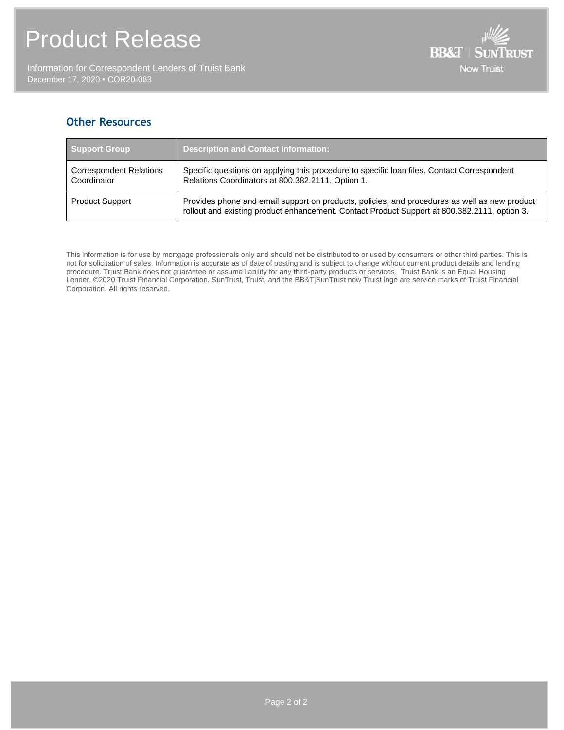## Other Resources

| Support Group | Description and Contact Information: |
| --- | --- |
| Correspondent Relations Coordinator | Specific questions on applying this procedure to specific loan files. Contact Correspondent Relations Coordinators at 800.382.2111, Option 1. |
| Product Support | Provides phone and email support on products, policies, and procedures as well as new product rollout and existing product enhancement. Contact Product Support at 800.382.2111, option 3. |

This information is for use by mortgage professionals only and should not be distributed to or used by consumers or other third parties. This is not for solicitation of sales. Information is accurate as of date of posting and is subject to change without current product details and lending procedure. Truist Bank does not guarantee or assume liability for any third-party products or services. Truist Bank is an Equal Housing Lender. ©2020 Truist Financial Corporation. SunTrust, Truist, and the BB&T|SunTrust now Truist logo are service marks of Truist Financial Corporation. All rights reserved.